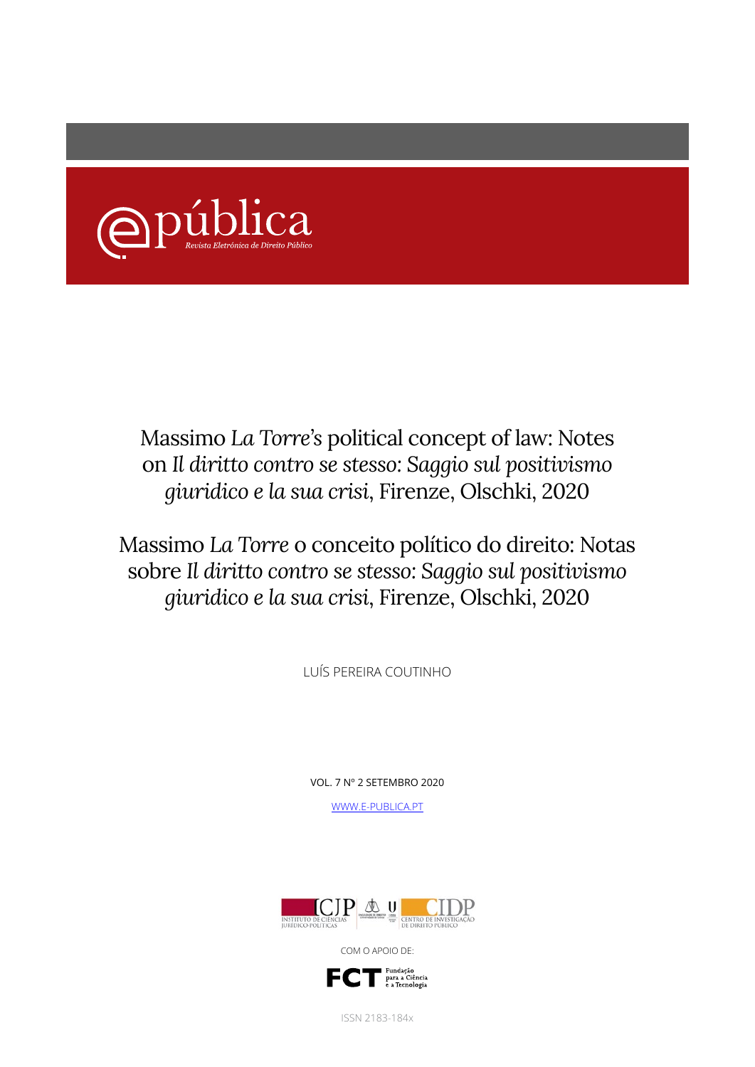e-pública

*Revista Eletrónica de Direito Público*

# Massimo *La Torre*'s political concept of law: Notes on *Il diritto contro se stesso: Saggio sul positivismo giuridico e la sua crisi*, Firenze, Olschki, 2020

# Massimo *La Torre* o conceito político do direito: Notas sobre *Il diritto contro se stesso: Saggio sul positivismo giuridico e la sua crisi*, Firenze, Olschki, 2020

LUÍS PEREIRA COUTINHO

VOL. 7 Nº 2 SETEMBRO 2020

[WWW.E-PUBLICA.PT](http://www.e-publica.pt)

ICJP – INSTITUTO DE CIÊNCIAS JURÍDICO-POLÍTICAS | CIDP – CENTRO DE INVESTIGAÇÃO DE DIREITO PÚBLICO

COM O APOIO DE:

FCT – Fundação para a Ciência e a Tecnologia

ISSN 2183-184x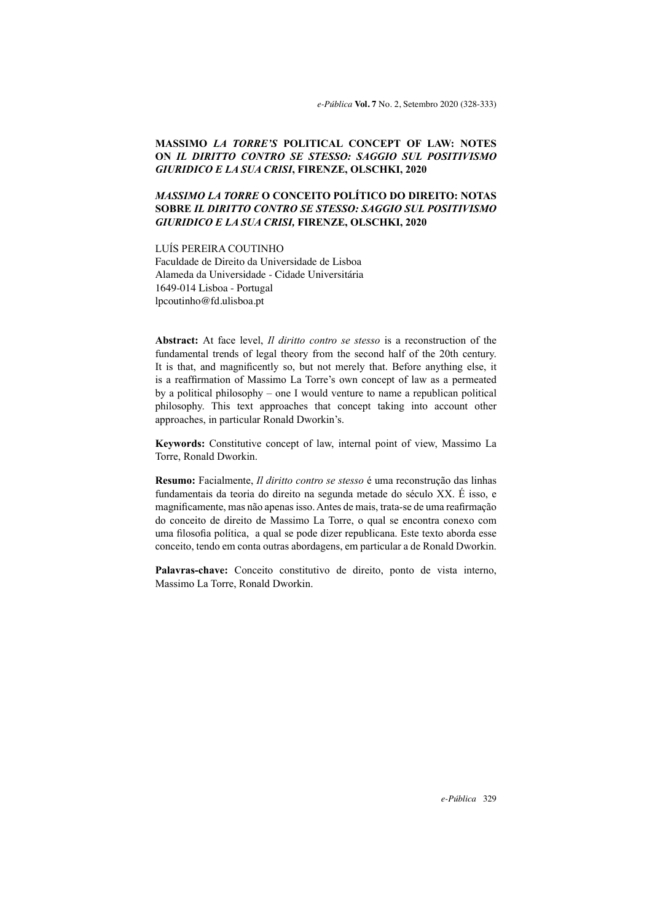**MASSIMO *LA TORRE'S* POLITICAL CONCEPT OF LAW: NOTES ON *IL DIRITTO CONTRO SE STESSO: SAGGIO SUL POSITIVISMO GIURIDICO E LA SUA CRISI*, FIRENZE, OLSCHKI, 2020**

***MASSIMO LA TORRE* O CONCEITO POLÍTICO DO DIREITO: NOTAS SOBRE *IL DIRITTO CONTRO SE STESSO: SAGGIO SUL POSITIVISMO GIURIDICO E LA SUA CRISI,* FIRENZE, OLSCHKI, 2020**

LUÍS PEREIRA COUTINHO
Faculdade de Direito da Universidade de Lisboa
Alameda da Universidade - Cidade Universitária
1649-014 Lisboa - Portugal
lpcoutinho@fd.ulisboa.pt

**Abstract:** At face level, *Il diritto contro se stesso* is a reconstruction of the fundamental trends of legal theory from the second half of the 20th century. It is that, and magnificently so, but not merely that. Before anything else, it is a reaffirmation of Massimo La Torre's own concept of law as a permeated by a political philosophy – one I would venture to name a republican political philosophy. This text approaches that concept taking into account other approaches, in particular Ronald Dworkin's.

**Keywords:** Constitutive concept of law, internal point of view, Massimo La Torre, Ronald Dworkin.

**Resumo:** Facialmente, *Il diritto contro se stesso* é uma reconstrução das linhas fundamentais da teoria do direito na segunda metade do século XX. É isso, e magnificamente, mas não apenas isso. Antes de mais, trata-se de uma reafirmação do conceito de direito de Massimo La Torre, o qual se encontra conexo com uma filosofia política, a qual se pode dizer republicana. Este texto aborda esse conceito, tendo em conta outras abordagens, em particular a de Ronald Dworkin.

**Palavras-chave:** Conceito constitutivo de direito, ponto de vista interno, Massimo La Torre, Ronald Dworkin.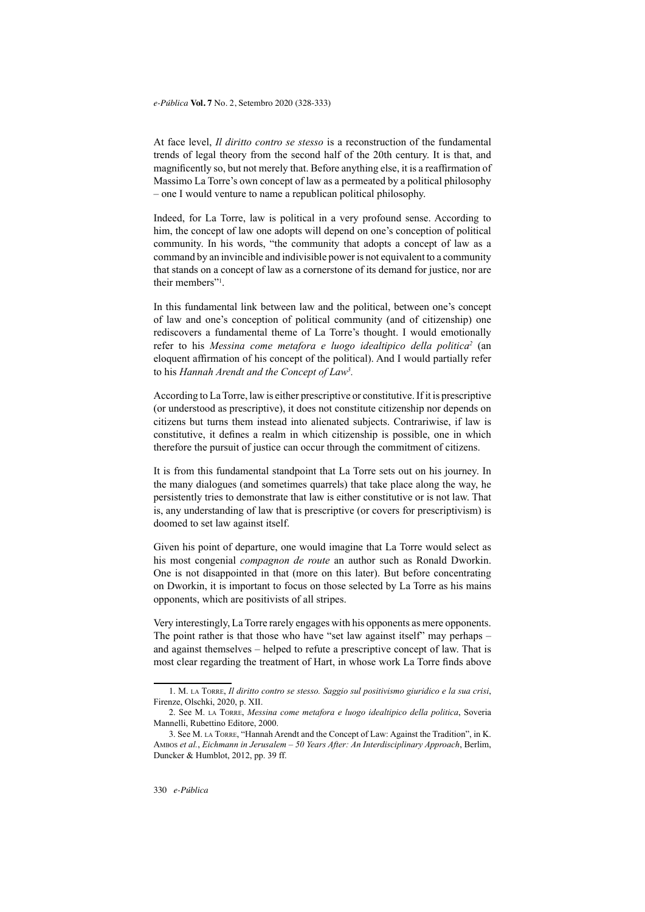At face level, *Il diritto contro se stesso* is a reconstruction of the fundamental trends of legal theory from the second half of the 20th century. It is that, and magnificently so, but not merely that. Before anything else, it is a reaffirmation of Massimo La Torre's own concept of law as a permeated by a political philosophy – one I would venture to name a republican political philosophy.

Indeed, for La Torre, law is political in a very profound sense. According to him, the concept of law one adopts will depend on one's conception of political community. In his words, "the community that adopts a concept of law as a command by an invincible and indivisible power is not equivalent to a community that stands on a concept of law as a cornerstone of its demand for justice, nor are their members"[1].

In this fundamental link between law and the political, between one's concept of law and one's conception of political community (and of citizenship) one rediscovers a fundamental theme of La Torre's thought. I would emotionally refer to his *Messina come metafora e luogo idealtipico della politica*[2] (an eloquent affirmation of his concept of the political). And I would partially refer to his *Hannah Arendt and the Concept of Law*[3].

According to La Torre, law is either prescriptive or constitutive. If it is prescriptive (or understood as prescriptive), it does not constitute citizenship nor depends on citizens but turns them instead into alienated subjects. Contrariwise, if law is constitutive, it defines a realm in which citizenship is possible, one in which therefore the pursuit of justice can occur through the commitment of citizens.

It is from this fundamental standpoint that La Torre sets out on his journey. In the many dialogues (and sometimes quarrels) that take place along the way, he persistently tries to demonstrate that law is either constitutive or is not law. That is, any understanding of law that is prescriptive (or covers for prescriptivism) is doomed to set law against itself.

Given his point of departure, one would imagine that La Torre would select as his most congenial *compagnon de route* an author such as Ronald Dworkin. One is not disappointed in that (more on this later). But before concentrating on Dworkin, it is important to focus on those selected by La Torre as his mains opponents, which are positivists of all stripes.

Very interestingly, La Torre rarely engages with his opponents as mere opponents. The point rather is that those who have "set law against itself" may perhaps – and against themselves – helped to refute a prescriptive concept of law. That is most clear regarding the treatment of Hart, in whose work La Torre finds above

---

1. M. La Torre, *Il diritto contro se stesso. Saggio sul positivismo giuridico e la sua crisi*, Firenze, Olschki, 2020, p. XII.

2. See M. La Torre, *Messina come metafora e luogo idealtipico della politica*, Soveria Mannelli, Rubettino Editore, 2000.

3. See M. La Torre, "Hannah Arendt and the Concept of Law: Against the Tradition", in K. Ambos *et al.*, *Eichmann in Jerusalem – 50 Years After: An Interdisciplinary Approach*, Berlim, Duncker & Humblot, 2012, pp. 39 ff.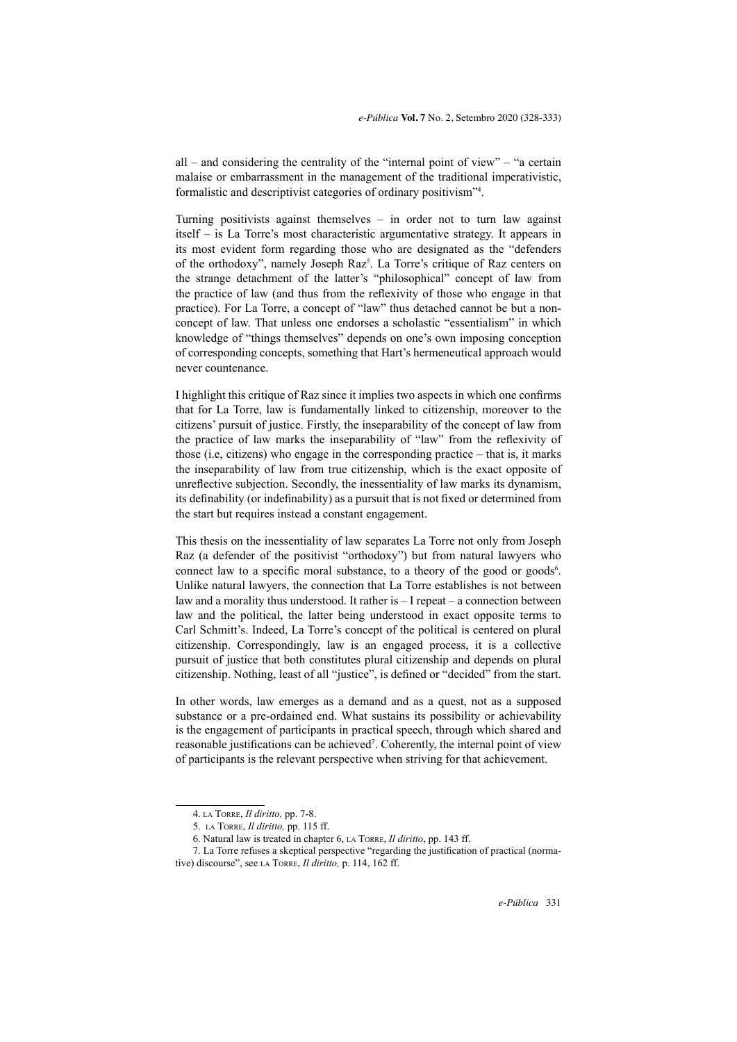all – and considering the centrality of the "internal point of view" – "a certain malaise or embarrassment in the management of the traditional imperativistic, formalistic and descriptivist categories of ordinary positivism"[4].

Turning positivists against themselves – in order not to turn law against itself – is La Torre's most characteristic argumentative strategy. It appears in its most evident form regarding those who are designated as the "defenders of the orthodoxy", namely Joseph Raz[5]. La Torre's critique of Raz centers on the strange detachment of the latter's "philosophical" concept of law from the practice of law (and thus from the reflexivity of those who engage in that practice). For La Torre, a concept of "law" thus detached cannot be but a non-concept of law. That unless one endorses a scholastic "essentialism" in which knowledge of "things themselves" depends on one's own imposing conception of corresponding concepts, something that Hart's hermeneutical approach would never countenance.

I highlight this critique of Raz since it implies two aspects in which one confirms that for La Torre, law is fundamentally linked to citizenship, moreover to the citizens' pursuit of justice. Firstly, the inseparability of the concept of law from the practice of law marks the inseparability of "law" from the reflexivity of those (i.e, citizens) who engage in the corresponding practice – that is, it marks the inseparability of law from true citizenship, which is the exact opposite of unreflective subjection. Secondly, the inessentiality of law marks its dynamism, its definability (or indefinability) as a pursuit that is not fixed or determined from the start but requires instead a constant engagement.

This thesis on the inessentiality of law separates La Torre not only from Joseph Raz (a defender of the positivist "orthodoxy") but from natural lawyers who connect law to a specific moral substance, to a theory of the good or goods[6]. Unlike natural lawyers, the connection that La Torre establishes is not between law and a morality thus understood. It rather is – I repeat – a connection between law and the political, the latter being understood in exact opposite terms to Carl Schmitt's. Indeed, La Torre's concept of the political is centered on plural citizenship. Correspondingly, law is an engaged process, it is a collective pursuit of justice that both constitutes plural citizenship and depends on plural citizenship. Nothing, least of all "justice", is defined or "decided" from the start.

In other words, law emerges as a demand and as a quest, not as a supposed substance or a pre-ordained end. What sustains its possibility or achievability is the engagement of participants in practical speech, through which shared and reasonable justifications can be achieved[7]. Coherently, the internal point of view of participants is the relevant perspective when striving for that achievement.

---

4. La Torre, *Il diritto,* pp. 7-8.

5. La Torre, *Il diritto,* pp. 115 ff.

6. Natural law is treated in chapter 6, La Torre, *Il diritto*, pp. 143 ff.

7. La Torre refuses a skeptical perspective "regarding the justification of practical (normative) discourse", see La Torre, *Il diritto,* p. 114, 162 ff.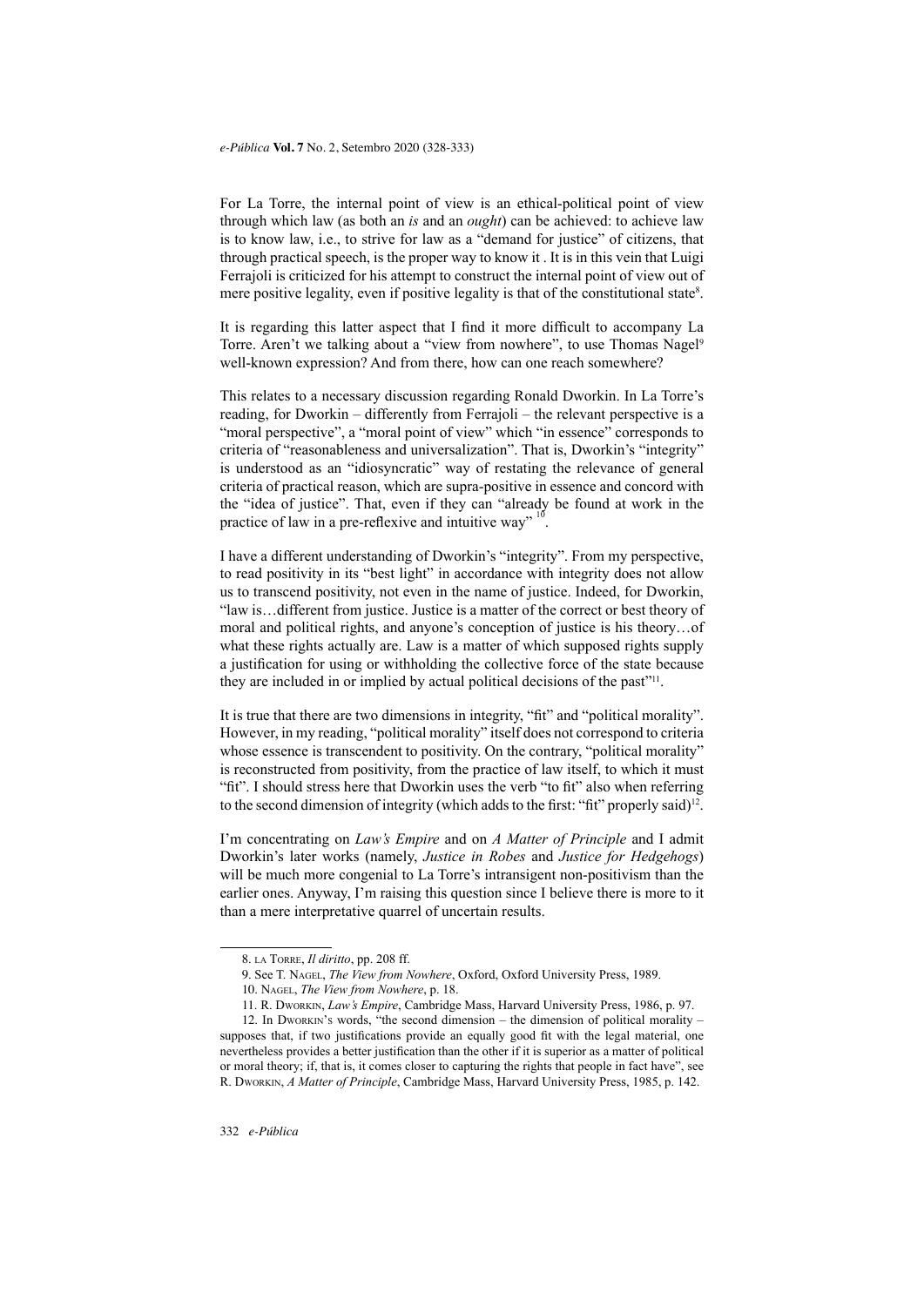For La Torre, the internal point of view is an ethical-political point of view through which law (as both an *is* and an *ought*) can be achieved: to achieve law is to know law, i.e., to strive for law as a "demand for justice" of citizens, that through practical speech, is the proper way to know it . It is in this vein that Luigi Ferrajoli is criticized for his attempt to construct the internal point of view out of mere positive legality, even if positive legality is that of the constitutional state[8].

It is regarding this latter aspect that I find it more difficult to accompany La Torre. Aren't we talking about a "view from nowhere", to use Thomas Nagel[9] well-known expression? And from there, how can one reach somewhere?

This relates to a necessary discussion regarding Ronald Dworkin. In La Torre's reading, for Dworkin – differently from Ferrajoli – the relevant perspective is a "moral perspective", a "moral point of view" which "in essence" corresponds to criteria of "reasonableness and universalization". That is, Dworkin's "integrity" is understood as an "idiosyncratic" way of restating the relevance of general criteria of practical reason, which are supra-positive in essence and concord with the "idea of justice". That, even if they can "already be found at work in the practice of law in a pre-reflexive and intuitive way" [10].

I have a different understanding of Dworkin's "integrity". From my perspective, to read positivity in its "best light" in accordance with integrity does not allow us to transcend positivity, not even in the name of justice. Indeed, for Dworkin, "law is…different from justice. Justice is a matter of the correct or best theory of moral and political rights, and anyone's conception of justice is his theory…of what these rights actually are. Law is a matter of which supposed rights supply a justification for using or withholding the collective force of the state because they are included in or implied by actual political decisions of the past"[11].

It is true that there are two dimensions in integrity, "fit" and "political morality". However, in my reading, "political morality" itself does not correspond to criteria whose essence is transcendent to positivity. On the contrary, "political morality" is reconstructed from positivity, from the practice of law itself, to which it must "fit". I should stress here that Dworkin uses the verb "to fit" also when referring to the second dimension of integrity (which adds to the first: "fit" properly said)[12].

I'm concentrating on *Law's Empire* and on *A Matter of Principle* and I admit Dworkin's later works (namely, *Justice in Robes* and *Justice for Hedgehogs*) will be much more congenial to La Torre's intransigent non-positivism than the earlier ones. Anyway, I'm raising this question since I believe there is more to it than a mere interpretative quarrel of uncertain results.

---

8. La Torre, *Il diritto*, pp. 208 ff.

9. See T. Nagel, *The View from Nowhere*, Oxford, Oxford University Press, 1989.

10. Nagel, *The View from Nowhere*, p. 18.

11. R. Dworkin, *Law's Empire*, Cambridge Mass, Harvard University Press, 1986, p. 97.

12. In Dworkin's words, "the second dimension – the dimension of political morality – supposes that, if two justifications provide an equally good fit with the legal material, one nevertheless provides a better justification than the other if it is superior as a matter of political or moral theory; if, that is, it comes closer to capturing the rights that people in fact have", see R. Dworkin, *A Matter of Principle*, Cambridge Mass, Harvard University Press, 1985, p. 142.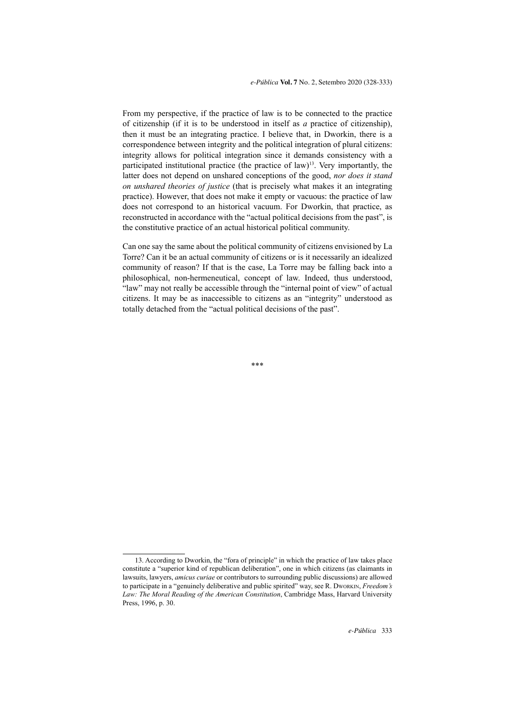From my perspective, if the practice of law is to be connected to the practice of citizenship (if it is to be understood in itself as *a* practice of citizenship), then it must be an integrating practice. I believe that, in Dworkin, there is a correspondence between integrity and the political integration of plural citizens: integrity allows for political integration since it demands consistency with a participated institutional practice (the practice of law)[13]. Very importantly, the latter does not depend on unshared conceptions of the good, *nor does it stand on unshared theories of justice* (that is precisely what makes it an integrating practice). However, that does not make it empty or vacuous: the practice of law does not correspond to an historical vacuum. For Dworkin, that practice, as reconstructed in accordance with the "actual political decisions from the past", is the constitutive practice of an actual historical political community.

Can one say the same about the political community of citizens envisioned by La Torre? Can it be an actual community of citizens or is it necessarily an idealized community of reason? If that is the case, La Torre may be falling back into a philosophical, non-hermeneutical, concept of law. Indeed, thus understood, "law" may not really be accessible through the "internal point of view" of actual citizens. It may be as inaccessible to citizens as an "integrity" understood as totally detached from the "actual political decisions of the past".

\*\*\*

13. According to Dworkin, the "fora of principle" in which the practice of law takes place constitute a "superior kind of republican deliberation", one in which citizens (as claimants in lawsuits, lawyers, *amicus curiae* or contributors to surrounding public discussions) are allowed to participate in a "genuinely deliberative and public spirited" way, see R. Dworkin, *Freedom's Law: The Moral Reading of the American Constitution*, Cambridge Mass, Harvard University Press, 1996, p. 30.